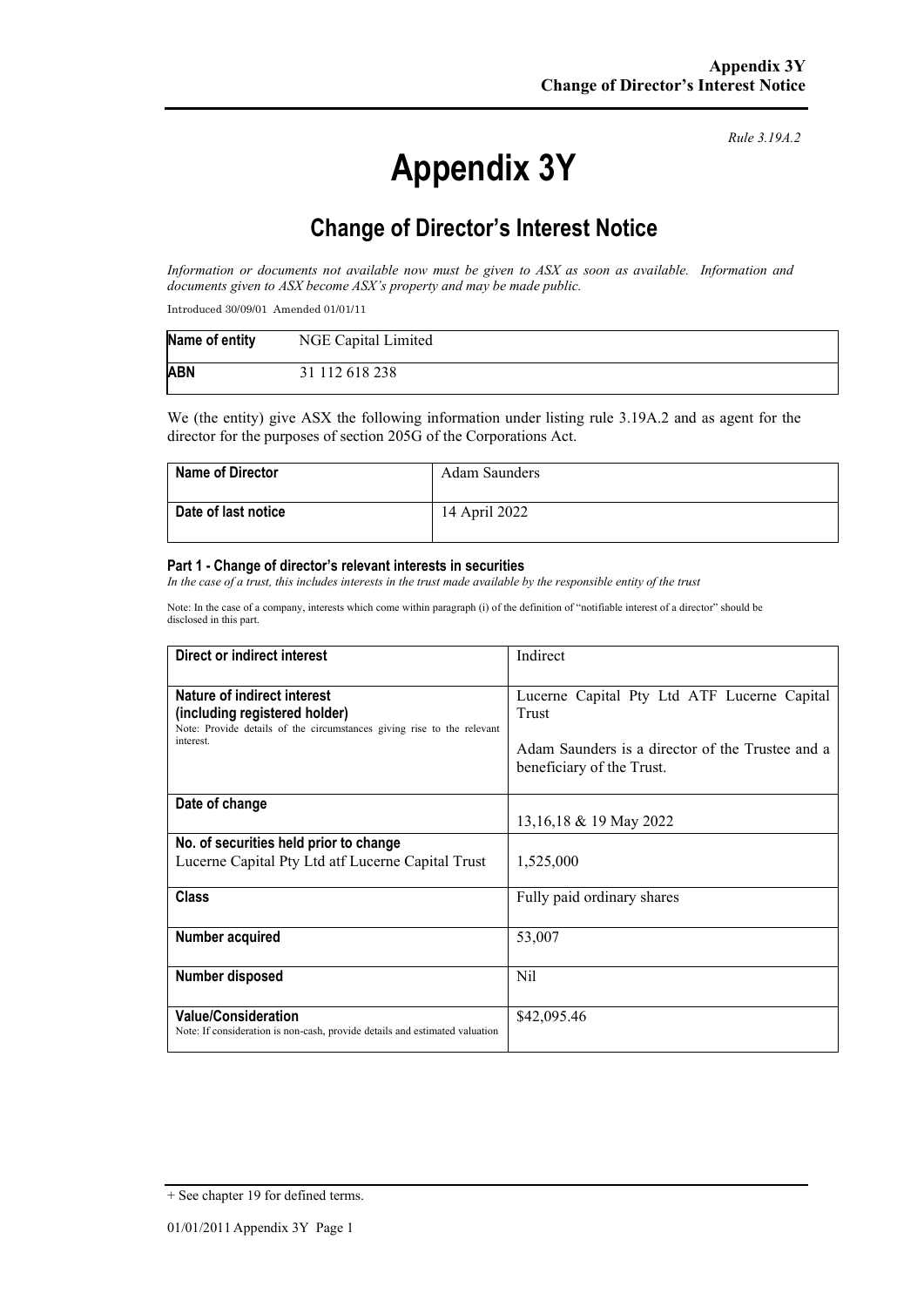*Rule 3.19A.2*

# Appendix 3Y

## Change of Director's Interest Notice

*Information or documents not available now must be given to ASX as soon as available. Information and documents given to ASX become ASX's property and may be made public.*

Introduced 30/09/01 Amended 01/01/11

| **Name of entity** | NGE Capital Limited |
|---|---|
| **ABN** | 31 112 618 238 |

We (the entity) give ASX the following information under listing rule 3.19A.2 and as agent for the director for the purposes of section 205G of the Corporations Act.

| **Name of Director** | Adam Saunders |
|---|---|
| **Date of last notice** | 14 April 2022 |

#### Part 1 - Change of director's relevant interests in securities

*In the case of a trust, this includes interests in the trust made available by the responsible entity of the trust*

Note: In the case of a company, interests which come within paragraph (i) of the definition of "notifiable interest of a director" should be disclosed in this part.

| **Direct or indirect interest** | Indirect |
|---|---|
| **Nature of indirect interest (including registered holder)**<br>Note: Provide details of the circumstances giving rise to the relevant interest. | Lucerne Capital Pty Ltd ATF Lucerne Capital Trust<br><br>Adam Saunders is a director of the Trustee and a beneficiary of the Trust. |
| **Date of change** | 13,16,18 & 19 May 2022 |
| **No. of securities held prior to change**<br>Lucerne Capital Pty Ltd atf Lucerne Capital Trust | 1,525,000 |
| **Class** | Fully paid ordinary shares |
| **Number acquired** | 53,007 |
| **Number disposed** | Nil |
| **Value/Consideration**<br>Note: If consideration is non-cash, provide details and estimated valuation | $42,095.46 |

+ See chapter 19 for defined terms.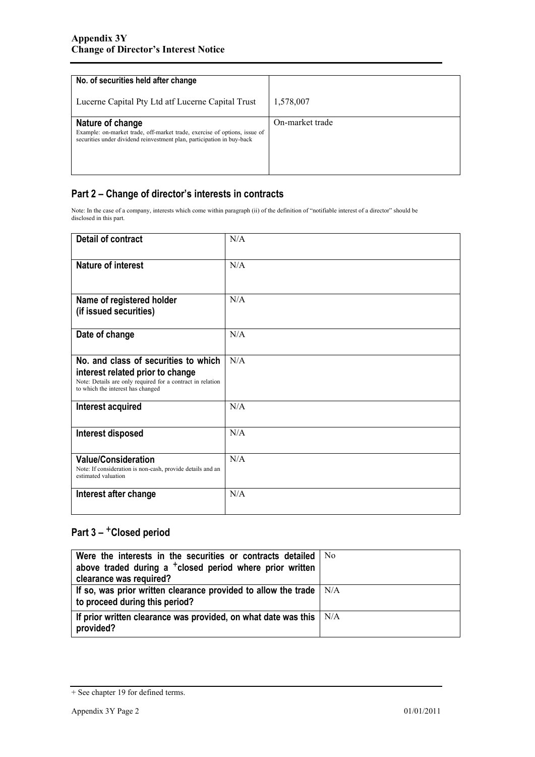| | |
|---|---|
| **No. of securities held after change**<br><br>Lucerne Capital Pty Ltd atf Lucerne Capital Trust | <br><br>1,578,007 |
| **Nature of change**<br>Example: on-market trade, off-market trade, exercise of options, issue of securities under dividend reinvestment plan, participation in buy-back | On-market trade |

## Part 2 – Change of director's interests in contracts

Note: In the case of a company, interests which come within paragraph (ii) of the definition of "notifiable interest of a director" should be disclosed in this part.

| | |
|---|---|
| **Detail of contract** | N/A |
| **Nature of interest** | N/A |
| **Name of registered holder (if issued securities)** | N/A |
| **Date of change** | N/A |
| **No. and class of securities to which interest related prior to change**<br>Note: Details are only required for a contract in relation to which the interest has changed | N/A |
| **Interest acquired** | N/A |
| **Interest disposed** | N/A |
| **Value/Consideration**<br>Note: If consideration is non-cash, provide details and an estimated valuation | N/A |
| **Interest after change** | N/A |

## Part 3 – +Closed period

| | |
|---|---|
| **Were the interests in the securities or contracts detailed above traded during a +closed period where prior written clearance was required?** | No |
| **If so, was prior written clearance provided to allow the trade to proceed during this period?** | N/A |
| **If prior written clearance was provided, on what date was this provided?** | N/A |

+ See chapter 19 for defined terms.